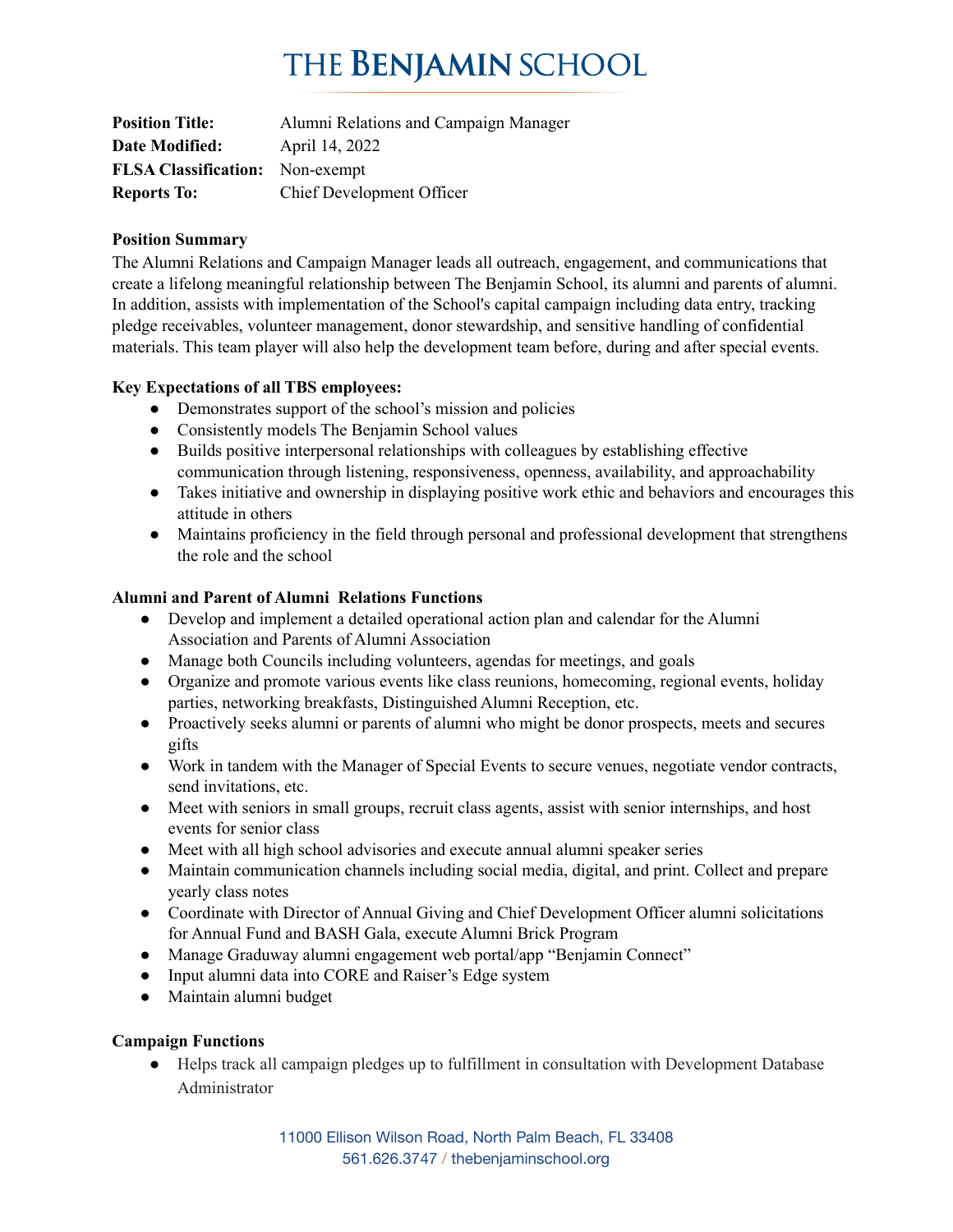# THE BENJAMIN SCHOOL

| | |
|---|---|
| **Position Title:** | Alumni Relations and Campaign Manager |
| **Date Modified:** | April 14, 2022 |
| **FLSA Classification:** | Non-exempt |
| **Reports To:** | Chief Development Officer |

**Position Summary**

The Alumni Relations and Campaign Manager leads all outreach, engagement, and communications that create a lifelong meaningful relationship between The Benjamin School, its alumni and parents of alumni. In addition, assists with implementation of the School's capital campaign including data entry, tracking pledge receivables, volunteer management, donor stewardship, and sensitive handling of confidential materials. This team player will also help the development team before, during and after special events.

**Key Expectations of all TBS employees:**

- Demonstrates support of the school's mission and policies
- Consistently models The Benjamin School values
- Builds positive interpersonal relationships with colleagues by establishing effective communication through listening, responsiveness, openness, availability, and approachability
- Takes initiative and ownership in displaying positive work ethic and behaviors and encourages this attitude in others
- Maintains proficiency in the field through personal and professional development that strengthens the role and the school

**Alumni and Parent of Alumni Relations Functions**

- Develop and implement a detailed operational action plan and calendar for the Alumni Association and Parents of Alumni Association
- Manage both Councils including volunteers, agendas for meetings, and goals
- Organize and promote various events like class reunions, homecoming, regional events, holiday parties, networking breakfasts, Distinguished Alumni Reception, etc.
- Proactively seeks alumni or parents of alumni who might be donor prospects, meets and secures gifts
- Work in tandem with the Manager of Special Events to secure venues, negotiate vendor contracts, send invitations, etc.
- Meet with seniors in small groups, recruit class agents, assist with senior internships, and host events for senior class
- Meet with all high school advisories and execute annual alumni speaker series
- Maintain communication channels including social media, digital, and print. Collect and prepare yearly class notes
- Coordinate with Director of Annual Giving and Chief Development Officer alumni solicitations for Annual Fund and BASH Gala, execute Alumni Brick Program
- Manage Graduway alumni engagement web portal/app "Benjamin Connect"
- Input alumni data into CORE and Raiser's Edge system
- Maintain alumni budget

**Campaign Functions**

- Helps track all campaign pledges up to fulfillment in consultation with Development Database Administrator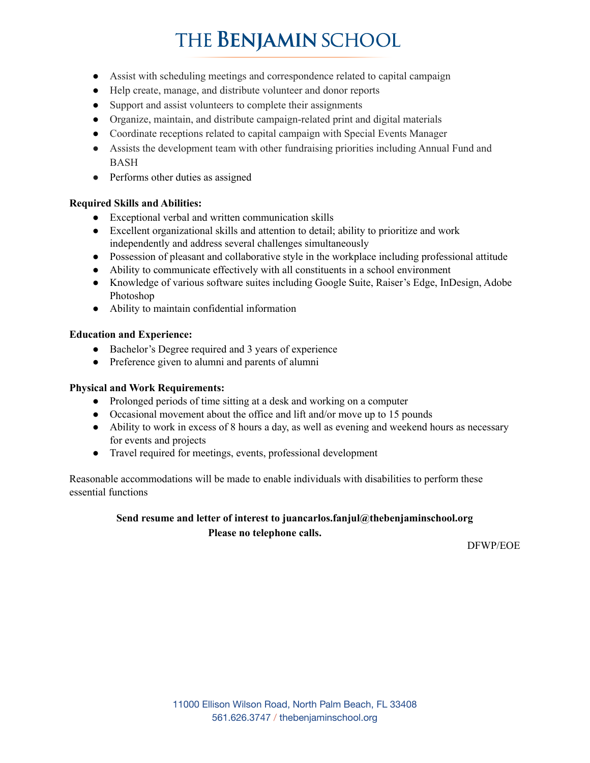- Assist with scheduling meetings and correspondence related to capital campaign
- Help create, manage, and distribute volunteer and donor reports
- Support and assist volunteers to complete their assignments
- Organize, maintain, and distribute campaign-related print and digital materials
- Coordinate receptions related to capital campaign with Special Events Manager
- Assists the development team with other fundraising priorities including Annual Fund and BASH
- Performs other duties as assigned

**Required Skills and Abilities:**

- Exceptional verbal and written communication skills
- Excellent organizational skills and attention to detail; ability to prioritize and work independently and address several challenges simultaneously
- Possession of pleasant and collaborative style in the workplace including professional attitude
- Ability to communicate effectively with all constituents in a school environment
- Knowledge of various software suites including Google Suite, Raiser's Edge, InDesign, Adobe Photoshop
- Ability to maintain confidential information

**Education and Experience:**

- Bachelor's Degree required and 3 years of experience
- Preference given to alumni and parents of alumni

**Physical and Work Requirements:**

- Prolonged periods of time sitting at a desk and working on a computer
- Occasional movement about the office and lift and/or move up to 15 pounds
- Ability to work in excess of 8 hours a day, as well as evening and weekend hours as necessary for events and projects
- Travel required for meetings, events, professional development

Reasonable accommodations will be made to enable individuals with disabilities to perform these essential functions

**Send resume and letter of interest to juancarlos.fanjul@thebenjaminschool.org**

**Please no telephone calls.**

DFWP/EOE